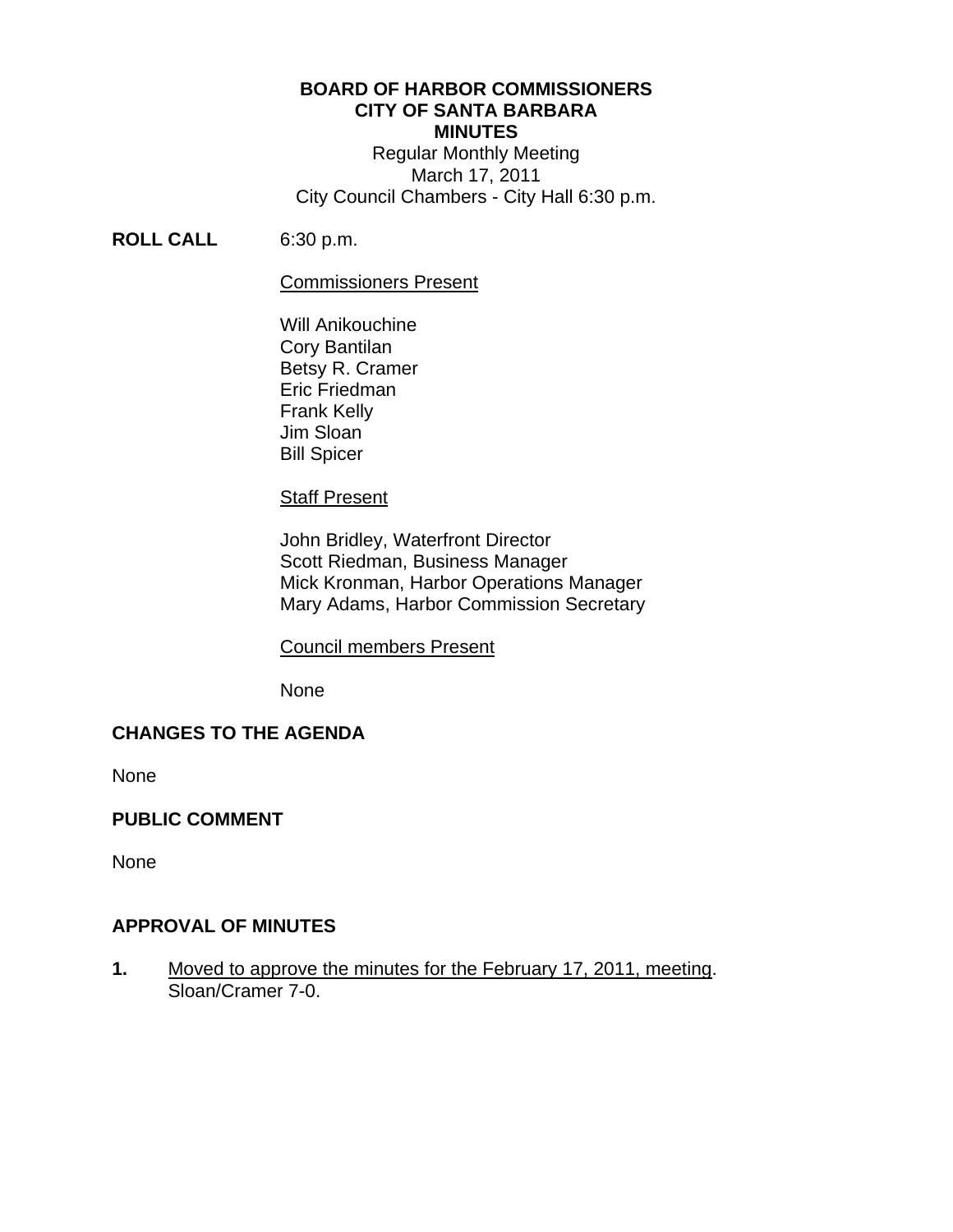# BOARD OF HARBOR COMMISSIONERS
## CITY OF SANTA BARBARA
## MINUTES

Regular Monthly Meeting
March 17, 2011
City Council Chambers - City Hall 6:30 p.m.

**ROLL CALL** 6:30 p.m.

Commissioners Present

Will Anikouchine
Cory Bantilan
Betsy R. Cramer
Eric Friedman
Frank Kelly
Jim Sloan
Bill Spicer

Staff Present

John Bridley, Waterfront Director
Scott Riedman, Business Manager
Mick Kronman, Harbor Operations Manager
Mary Adams, Harbor Commission Secretary

Council members Present

None

### CHANGES TO THE AGENDA

None

### PUBLIC COMMENT

None

### APPROVAL OF MINUTES

**1.** Moved to approve the minutes for the February 17, 2011, meeting.
Sloan/Cramer 7-0.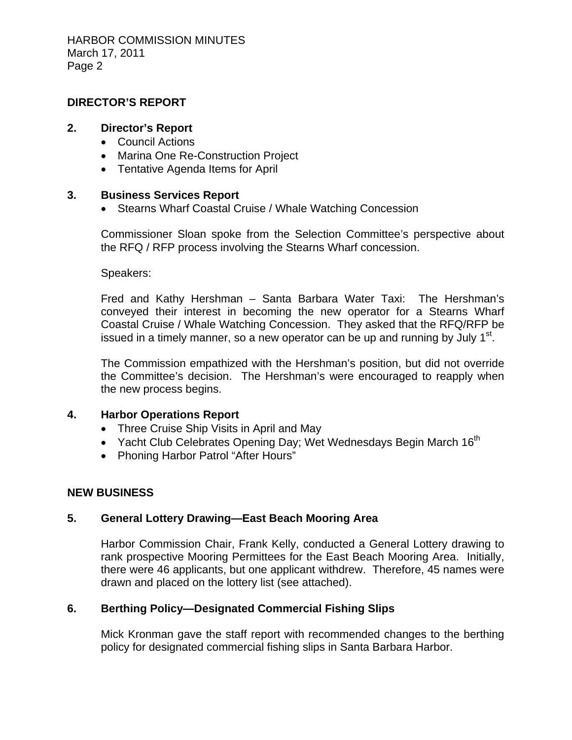## DIRECTOR'S REPORT

### 2. Director's Report

- Council Actions
- Marina One Re-Construction Project
- Tentative Agenda Items for April

### 3. Business Services Report

- Stearns Wharf Coastal Cruise / Whale Watching Concession

Commissioner Sloan spoke from the Selection Committee's perspective about the RFQ / RFP process involving the Stearns Wharf concession.

Speakers:

Fred and Kathy Hershman – Santa Barbara Water Taxi: The Hershman's conveyed their interest in becoming the new operator for a Stearns Wharf Coastal Cruise / Whale Watching Concession. They asked that the RFQ/RFP be issued in a timely manner, so a new operator can be up and running by July 1st.

The Commission empathized with the Hershman's position, but did not override the Committee's decision. The Hershman's were encouraged to reapply when the new process begins.

### 4. Harbor Operations Report

- Three Cruise Ship Visits in April and May
- Yacht Club Celebrates Opening Day; Wet Wednesdays Begin March 16th
- Phoning Harbor Patrol "After Hours"

## NEW BUSINESS

### 5. General Lottery Drawing—East Beach Mooring Area

Harbor Commission Chair, Frank Kelly, conducted a General Lottery drawing to rank prospective Mooring Permittees for the East Beach Mooring Area. Initially, there were 46 applicants, but one applicant withdrew. Therefore, 45 names were drawn and placed on the lottery list (see attached).

### 6. Berthing Policy—Designated Commercial Fishing Slips

Mick Kronman gave the staff report with recommended changes to the berthing policy for designated commercial fishing slips in Santa Barbara Harbor.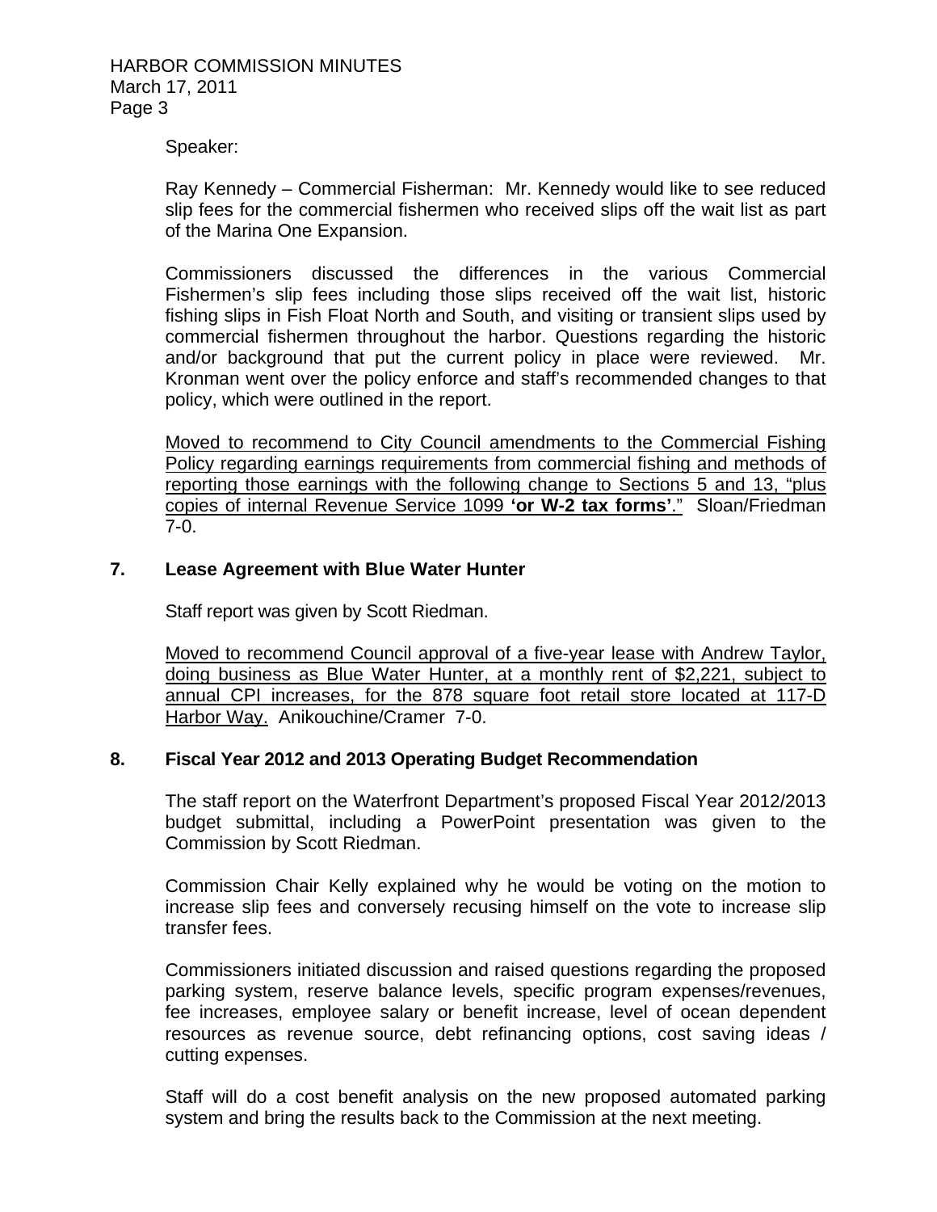Speaker:

Ray Kennedy – Commercial Fisherman: Mr. Kennedy would like to see reduced slip fees for the commercial fishermen who received slips off the wait list as part of the Marina One Expansion.

Commissioners discussed the differences in the various Commercial Fishermen's slip fees including those slips received off the wait list, historic fishing slips in Fish Float North and South, and visiting or transient slips used by commercial fishermen throughout the harbor. Questions regarding the historic and/or background that put the current policy in place were reviewed. Mr. Kronman went over the policy enforce and staff's recommended changes to that policy, which were outlined in the report.

<u>Moved to recommend to City Council amendments to the Commercial Fishing Policy regarding earnings requirements from commercial fishing and methods of reporting those earnings with the following change to Sections 5 and 13, "plus copies of internal Revenue Service 1099 **'or W-2 tax forms'**."</u> Sloan/Friedman 7-0.

## 7. Lease Agreement with Blue Water Hunter

Staff report was given by Scott Riedman.

<u>Moved to recommend Council approval of a five-year lease with Andrew Taylor, doing business as Blue Water Hunter, at a monthly rent of $2,221, subject to annual CPI increases, for the 878 square foot retail store located at 117-D Harbor Way.</u> Anikouchine/Cramer 7-0.

## 8. Fiscal Year 2012 and 2013 Operating Budget Recommendation

The staff report on the Waterfront Department's proposed Fiscal Year 2012/2013 budget submittal, including a PowerPoint presentation was given to the Commission by Scott Riedman.

Commission Chair Kelly explained why he would be voting on the motion to increase slip fees and conversely recusing himself on the vote to increase slip transfer fees.

Commissioners initiated discussion and raised questions regarding the proposed parking system, reserve balance levels, specific program expenses/revenues, fee increases, employee salary or benefit increase, level of ocean dependent resources as revenue source, debt refinancing options, cost saving ideas / cutting expenses.

Staff will do a cost benefit analysis on the new proposed automated parking system and bring the results back to the Commission at the next meeting.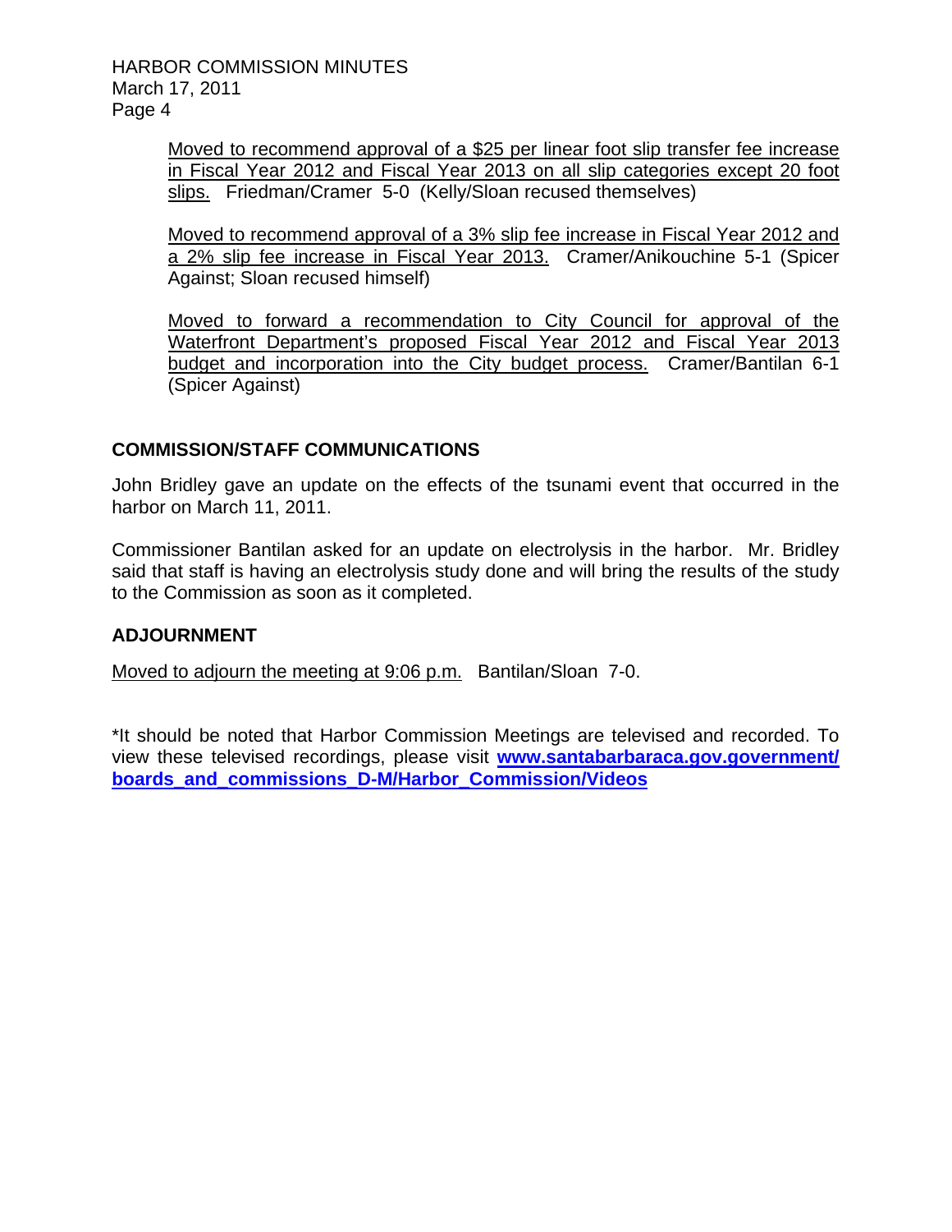Moved to recommend approval of a $25 per linear foot slip transfer fee increase in Fiscal Year 2012 and Fiscal Year 2013 on all slip categories except 20 foot slips. Friedman/Cramer 5-0 (Kelly/Sloan recused themselves)

Moved to recommend approval of a 3% slip fee increase in Fiscal Year 2012 and a 2% slip fee increase in Fiscal Year 2013. Cramer/Anikouchine 5-1 (Spicer Against; Sloan recused himself)

Moved to forward a recommendation to City Council for approval of the Waterfront Department's proposed Fiscal Year 2012 and Fiscal Year 2013 budget and incorporation into the City budget process. Cramer/Bantilan 6-1 (Spicer Against)

## COMMISSION/STAFF COMMUNICATIONS

John Bridley gave an update on the effects of the tsunami event that occurred in the harbor on March 11, 2011.

Commissioner Bantilan asked for an update on electrolysis in the harbor. Mr. Bridley said that staff is having an electrolysis study done and will bring the results of the study to the Commission as soon as it completed.

## ADJOURNMENT

Moved to adjourn the meeting at 9:06 p.m. Bantilan/Sloan 7-0.

*It should be noted that Harbor Commission Meetings are televised and recorded. To view these televised recordings, please visit **www.santabarbaraca.gov.government/boards_and_commissions_D-M/Harbor_Commission/Videos**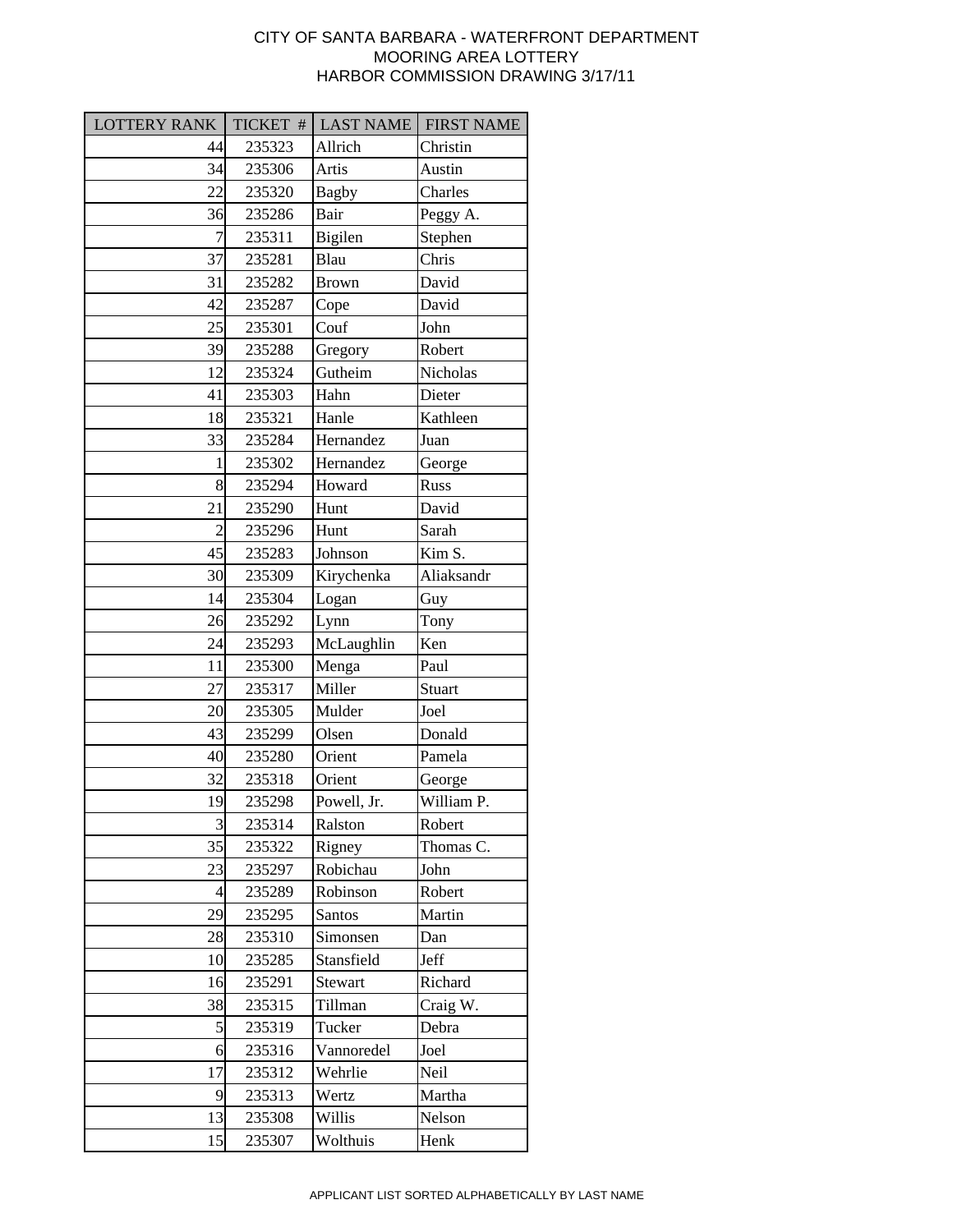CITY OF SANTA BARBARA - WATERFRONT DEPARTMENT
MOORING AREA LOTTERY
HARBOR COMMISSION DRAWING 3/17/11

| LOTTERY RANK | TICKET # | LAST NAME | FIRST NAME |
|---|---|---|---|
| 44 | 235323 | Allrich | Christin |
| 34 | 235306 | Artis | Austin |
| 22 | 235320 | Bagby | Charles |
| 36 | 235286 | Bair | Peggy A. |
| 7 | 235311 | Bigilen | Stephen |
| 37 | 235281 | Blau | Chris |
| 31 | 235282 | Brown | David |
| 42 | 235287 | Cope | David |
| 25 | 235301 | Couf | John |
| 39 | 235288 | Gregory | Robert |
| 12 | 235324 | Gutheim | Nicholas |
| 41 | 235303 | Hahn | Dieter |
| 18 | 235321 | Hanle | Kathleen |
| 33 | 235284 | Hernandez | Juan |
| 1 | 235302 | Hernandez | George |
| 8 | 235294 | Howard | Russ |
| 21 | 235290 | Hunt | David |
| 2 | 235296 | Hunt | Sarah |
| 45 | 235283 | Johnson | Kim S. |
| 30 | 235309 | Kirychenka | Aliaksandr |
| 14 | 235304 | Logan | Guy |
| 26 | 235292 | Lynn | Tony |
| 24 | 235293 | McLaughlin | Ken |
| 11 | 235300 | Menga | Paul |
| 27 | 235317 | Miller | Stuart |
| 20 | 235305 | Mulder | Joel |
| 43 | 235299 | Olsen | Donald |
| 40 | 235280 | Orient | Pamela |
| 32 | 235318 | Orient | George |
| 19 | 235298 | Powell, Jr. | William P. |
| 3 | 235314 | Ralston | Robert |
| 35 | 235322 | Rigney | Thomas C. |
| 23 | 235297 | Robichau | John |
| 4 | 235289 | Robinson | Robert |
| 29 | 235295 | Santos | Martin |
| 28 | 235310 | Simonsen | Dan |
| 10 | 235285 | Stansfield | Jeff |
| 16 | 235291 | Stewart | Richard |
| 38 | 235315 | Tillman | Craig W. |
| 5 | 235319 | Tucker | Debra |
| 6 | 235316 | Vannoredel | Joel |
| 17 | 235312 | Wehrlie | Neil |
| 9 | 235313 | Wertz | Martha |
| 13 | 235308 | Willis | Nelson |
| 15 | 235307 | Wolthuis | Henk |

APPLICANT LIST SORTED ALPHABETICALLY BY LAST NAME